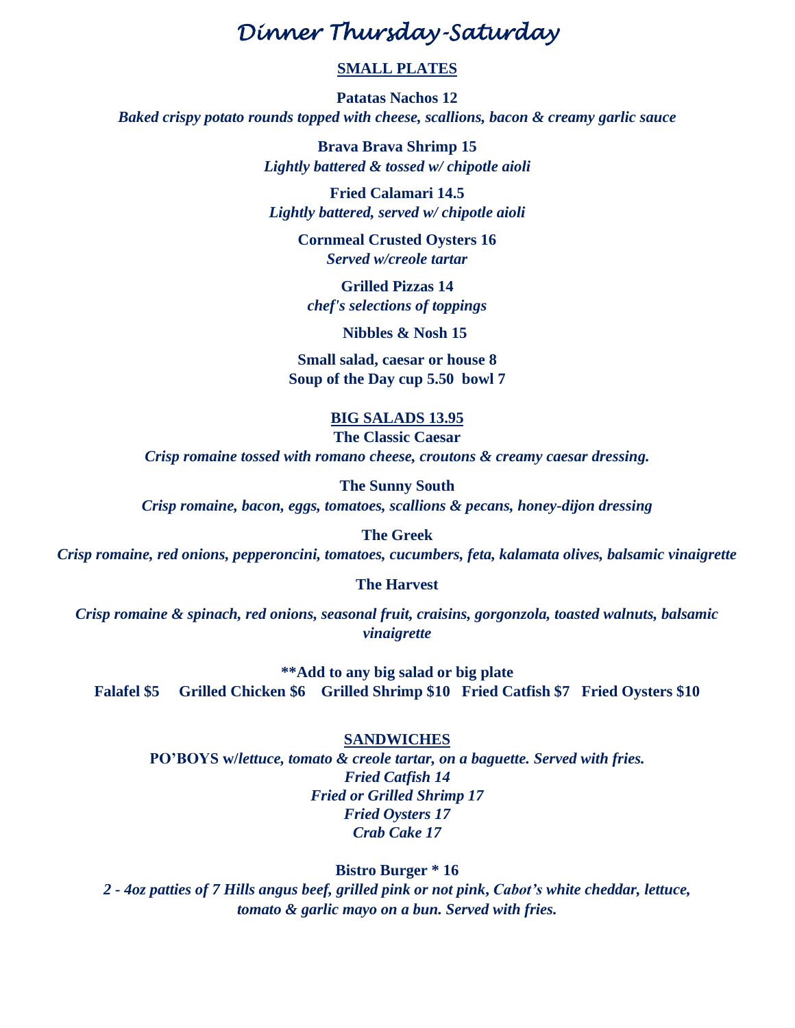# *Dinner Thursday-Saturday*

## SMALL PLATES

**Patatas Nachos 12**
***Baked crispy potato rounds topped with cheese, scallions, bacon & creamy garlic sauce***

**Brava Brava Shrimp 15**
***Lightly battered & tossed w/ chipotle aioli***

**Fried Calamari 14.5**
***Lightly battered, served w/ chipotle aioli***

**Cornmeal Crusted Oysters 16**
***Served w/creole tartar***

**Grilled Pizzas 14**
***chef's selections of toppings***

**Nibbles & Nosh 15**

**Small salad, caesar or house 8**
**Soup of the Day cup 5.50 bowl 7**

## BIG SALADS 13.95

**The Classic Caesar**
***Crisp romaine tossed with romano cheese, croutons & creamy caesar dressing.***

**The Sunny South**
***Crisp romaine, bacon, eggs, tomatoes, scallions & pecans, honey-dijon dressing***

**The Greek**
***Crisp romaine, red onions, pepperoncini, tomatoes, cucumbers, feta, kalamata olives, balsamic vinaigrette***

**The Harvest**

***Crisp romaine & spinach, red onions, seasonal fruit, craisins, gorgonzola, toasted walnuts, balsamic vinaigrette***

****Add to any big salad or big plate**
**Falafel $5 Grilled Chicken $6 Grilled Shrimp $10 Fried Catfish $7 Fried Oysters $10**

## SANDWICHES

**PO'BOYS w/*lettuce, tomato & creole tartar, on a baguette. Served with fries.***
***Fried Catfish 14***
***Fried or Grilled Shrimp 17***
***Fried Oysters 17***
***Crab Cake 17***

**Bistro Burger * 16**
***2 - 4oz patties of 7 Hills angus beef, grilled pink or not pink, Cabot's white cheddar, lettuce, tomato & garlic mayo on a bun. Served with fries.***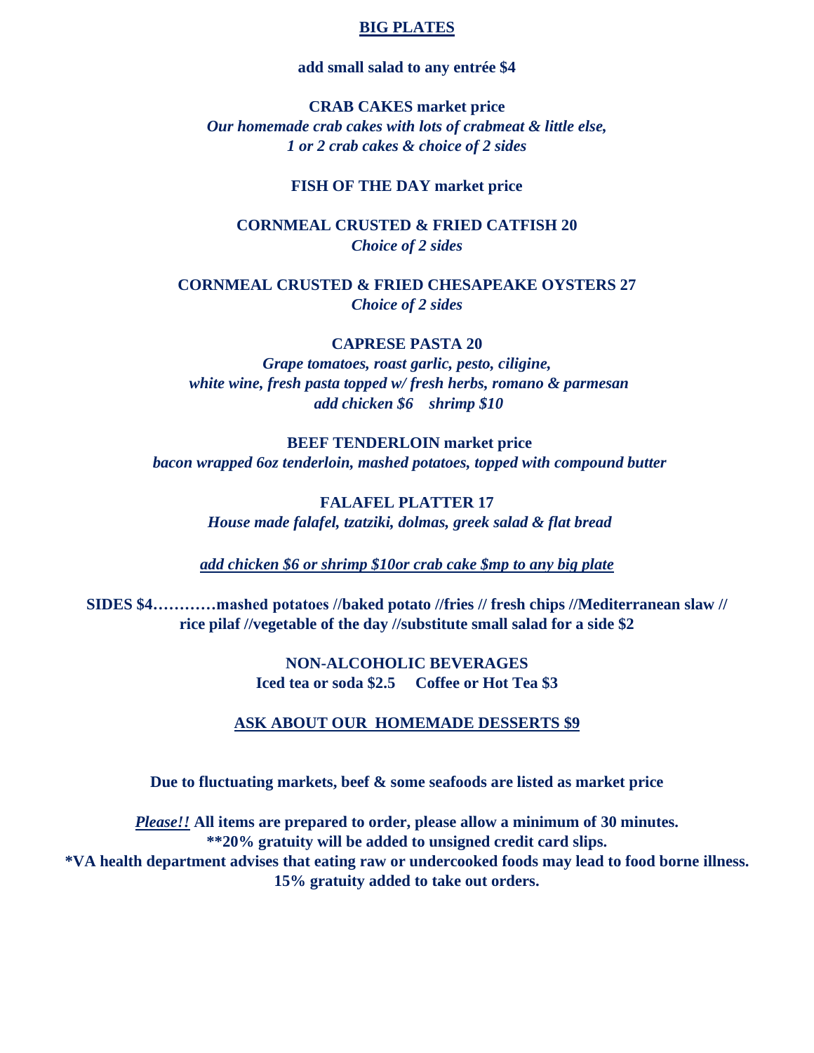## BIG PLATES

**add small salad to any entrée $4**

**CRAB CAKES market price**
***Our homemade crab cakes with lots of crabmeat & little else,***
***1 or 2 crab cakes & choice of 2 sides***

**FISH OF THE DAY market price**

**CORNMEAL CRUSTED & FRIED CATFISH 20**
***Choice of 2 sides***

**CORNMEAL CRUSTED & FRIED CHESAPEAKE OYSTERS 27**
***Choice of 2 sides***

**CAPRESE PASTA 20**
***Grape tomatoes, roast garlic, pesto, ciligine,***
***white wine, fresh pasta topped w/ fresh herbs, romano & parmesan***
***add chicken $6 shrimp $10***

**BEEF TENDERLOIN market price**
***bacon wrapped 6oz tenderloin, mashed potatoes, topped with compound butter***

**FALAFEL PLATTER 17**
***House made falafel, tzatziki, dolmas, greek salad & flat bread***

***add chicken $6 or shrimp $10or crab cake $mp to any big plate***

**SIDES $4…………mashed potatoes //baked potato //fries // fresh chips //Mediterranean slaw // rice pilaf //vegetable of the day //substitute small salad for a side $2**

**NON-ALCOHOLIC BEVERAGES**
**Iced tea or soda $2.5 Coffee or Hot Tea $3**

**ASK ABOUT OUR HOMEMADE DESSERTS $9**

**Due to fluctuating markets, beef & some seafoods are listed as market price**

***Please!!*** **All items are prepared to order, please allow a minimum of 30 minutes.**
****20% gratuity will be added to unsigned credit card slips.**
***VA health department advises that eating raw or undercooked foods may lead to food borne illness.**
**15% gratuity added to take out orders.**